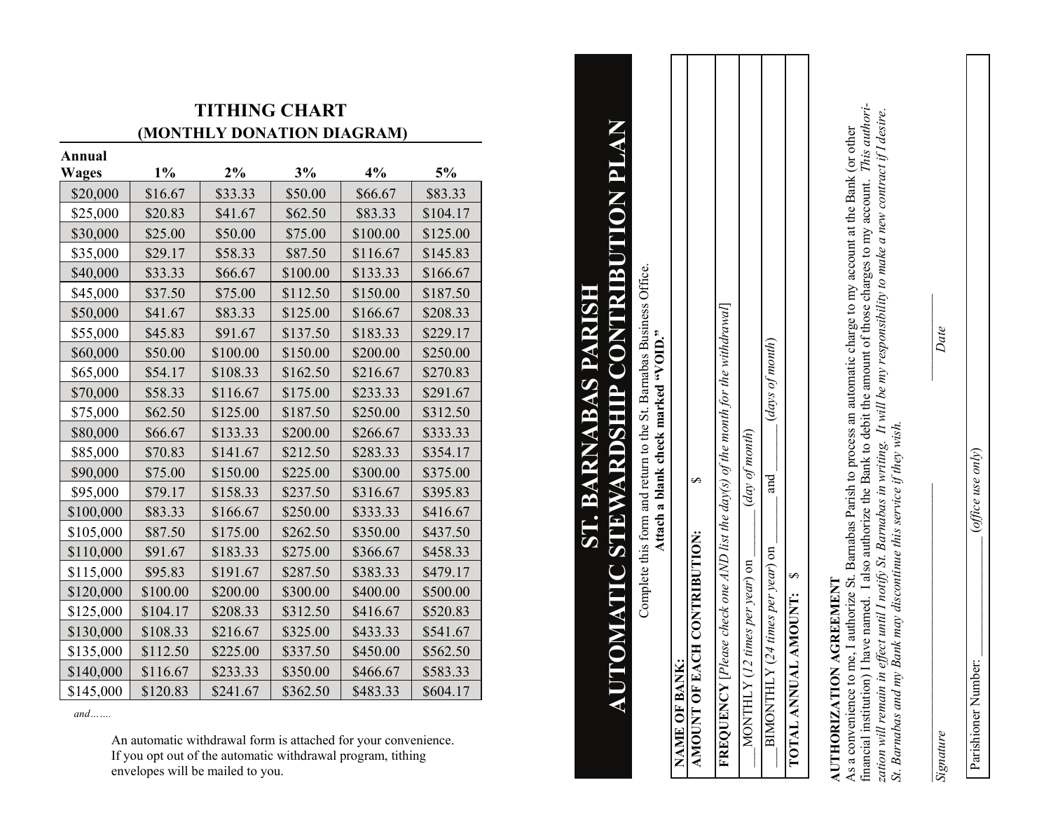## TITHING CHART
### (MONTHLY DONATION DIAGRAM)

| Annual Wages | 1% | 2% | 3% | 4% | 5% |
|---|---|---|---|---|---|
| $20,000 | $16.67 | $33.33 | $50.00 | $66.67 | $83.33 |
| $25,000 | $20.83 | $41.67 | $62.50 | $83.33 | $104.17 |
| $30,000 | $25.00 | $50.00 | $75.00 | $100.00 | $125.00 |
| $35,000 | $29.17 | $58.33 | $87.50 | $116.67 | $145.83 |
| $40,000 | $33.33 | $66.67 | $100.00 | $133.33 | $166.67 |
| $45,000 | $37.50 | $75.00 | $112.50 | $150.00 | $187.50 |
| $50,000 | $41.67 | $83.33 | $125.00 | $166.67 | $208.33 |
| $55,000 | $45.83 | $91.67 | $137.50 | $183.33 | $229.17 |
| $60,000 | $50.00 | $100.00 | $150.00 | $200.00 | $250.00 |
| $65,000 | $54.17 | $108.33 | $162.50 | $216.67 | $270.83 |
| $70,000 | $58.33 | $116.67 | $175.00 | $233.33 | $291.67 |
| $75,000 | $62.50 | $125.00 | $187.50 | $250.00 | $312.50 |
| $80,000 | $66.67 | $133.33 | $200.00 | $266.67 | $333.33 |
| $85,000 | $70.83 | $141.67 | $212.50 | $283.33 | $354.17 |
| $90,000 | $75.00 | $150.00 | $225.00 | $300.00 | $375.00 |
| $95,000 | $79.17 | $158.33 | $237.50 | $316.67 | $395.83 |
| $100,000 | $83.33 | $166.67 | $250.00 | $333.33 | $416.67 |
| $105,000 | $87.50 | $175.00 | $262.50 | $350.00 | $437.50 |
| $110,000 | $91.67 | $183.33 | $275.00 | $366.67 | $458.33 |
| $115,000 | $95.83 | $191.67 | $287.50 | $383.33 | $479.17 |
| $120,000 | $100.00 | $200.00 | $300.00 | $400.00 | $500.00 |
| $125,000 | $104.17 | $208.33 | $312.50 | $416.67 | $520.83 |
| $130,000 | $108.33 | $216.67 | $325.00 | $433.33 | $541.67 |
| $135,000 | $112.50 | $225.00 | $337.50 | $450.00 | $562.50 |
| $140,000 | $116.67 | $233.33 | $350.00 | $466.67 | $583.33 |
| $145,000 | $120.83 | $241.67 | $362.50 | $483.33 | $604.17 |

*and…….*

An automatic withdrawal form is attached for your convenience. If you opt out of the automatic withdrawal program, tithing envelopes will be mailed to you.

# ST. BARNABAS PARISH
# AUTOMATIC STEWARDSHIP CONTRIBUTION PLAN

Complete this form and return to the St. Barnabas Business Office.
**Attach a blank check marked "VOID."**

| |
|---|
| **NAME OF BANK:** |
| **AMOUNT OF EACH CONTRIBUTION:** $ |
| **FREQUENCY** [*Please check one AND list the day(s) of the month for the withdrawal*] |
| ___MONTHLY (*12 times per year*) on _______ (*day of month*) |
| ___BIMONTHLY (*24 times per year*) on _______ and _______ (*days of month*) |
| **TOTAL ANNUAL AMOUNT:** $ |

**AUTHORIZATION AGREEMENT**

As a convenience to me, I authorize St. Barnabas Parish to process an automatic charge to my account at the Bank (or other financial institution) I have named. I also authorize the Bank to debit the amount of those charges to my account. *This authorization will remain in effect until I notify St. Barnabas in writing. It will be my responsibility to make a new contract if I desire. St. Barnabas and my Bank may discontinue this service if they wish.*

_______________________ _______________
*Signature* *Date*

Parishioner Number: _______________ (*office use only*)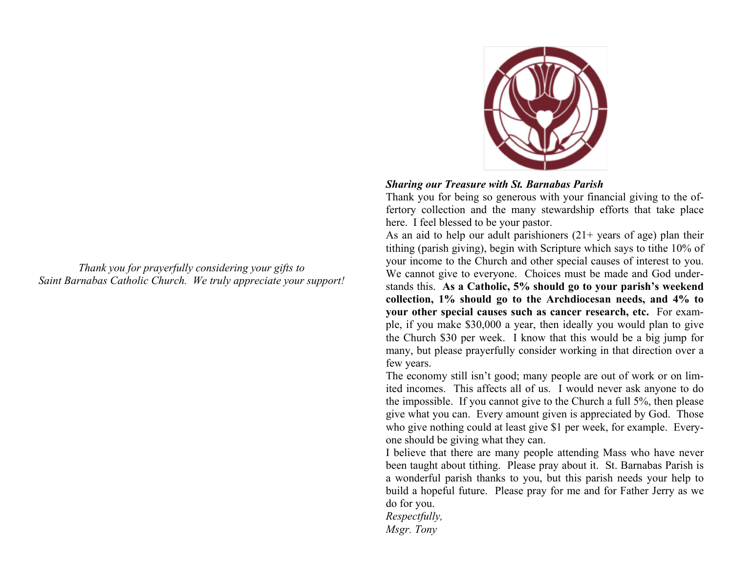*Thank you for prayerfully considering your gifts to Saint Barnabas Catholic Church. We truly appreciate your support!*

***Sharing our Treasure with St. Barnabas Parish***

Thank you for being so generous with your financial giving to the offertory collection and the many stewardship efforts that take place here. I feel blessed to be your pastor.

As an aid to help our adult parishioners (21+ years of age) plan their tithing (parish giving), begin with Scripture which says to tithe 10% of your income to the Church and other special causes of interest to you. We cannot give to everyone. Choices must be made and God understands this. **As a Catholic, 5% should go to your parish's weekend collection, 1% should go to the Archdiocesan needs, and 4% to your other special causes such as cancer research, etc.** For example, if you make $30,000 a year, then ideally you would plan to give the Church $30 per week. I know that this would be a big jump for many, but please prayerfully consider working in that direction over a few years.

The economy still isn't good; many people are out of work or on limited incomes. This affects all of us. I would never ask anyone to do the impossible. If you cannot give to the Church a full 5%, then please give what you can. Every amount given is appreciated by God. Those who give nothing could at least give $1 per week, for example. Everyone should be giving what they can.

I believe that there are many people attending Mass who have never been taught about tithing. Please pray about it. St. Barnabas Parish is a wonderful parish thanks to you, but this parish needs your help to build a hopeful future. Please pray for me and for Father Jerry as we do for you.

*Respectfully,*
*Msgr. Tony*